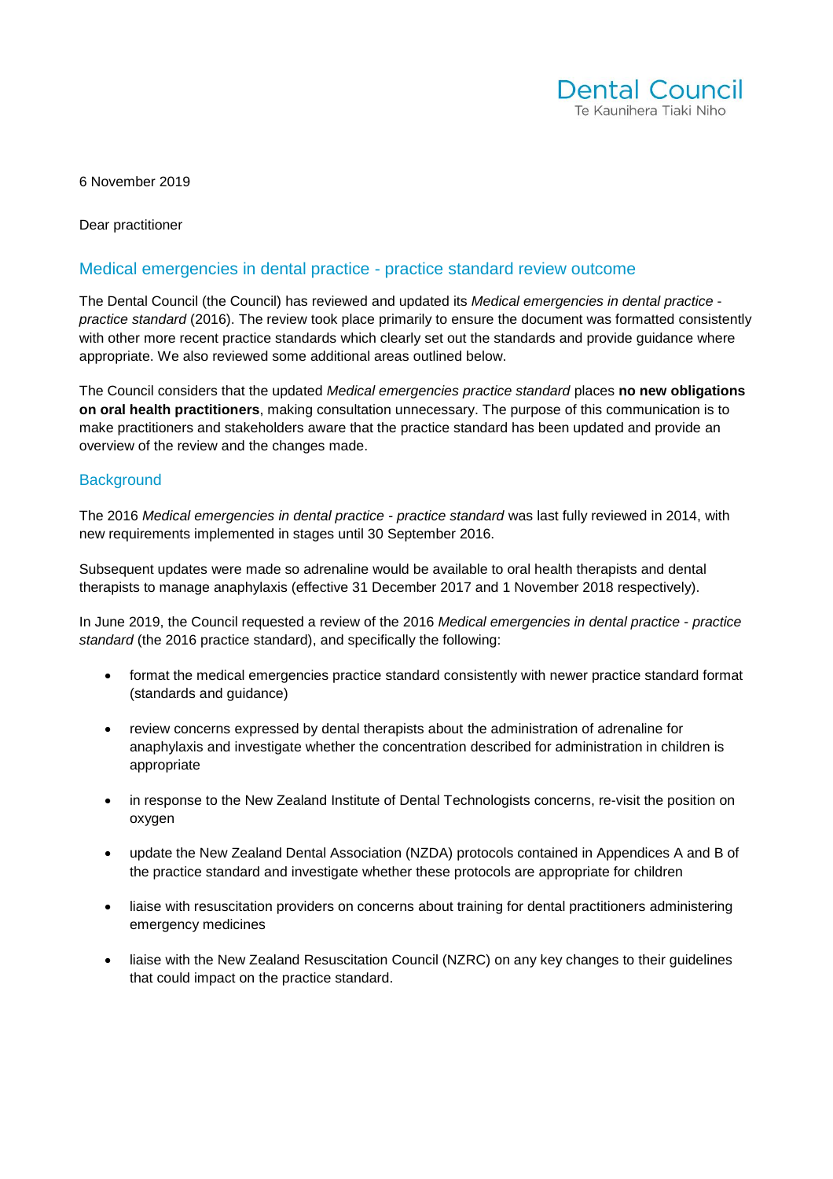Dental Council
Te Kaunihera Tiaki Niho

6 November 2019

Dear practitioner

## Medical emergencies in dental practice - practice standard review outcome

The Dental Council (the Council) has reviewed and updated its *Medical emergencies in dental practice - practice standard* (2016). The review took place primarily to ensure the document was formatted consistently with other more recent practice standards which clearly set out the standards and provide guidance where appropriate. We also reviewed some additional areas outlined below.

The Council considers that the updated *Medical emergencies practice standard* places **no new obligations on oral health practitioners**, making consultation unnecessary. The purpose of this communication is to make practitioners and stakeholders aware that the practice standard has been updated and provide an overview of the review and the changes made.

## Background

The 2016 *Medical emergencies in dental practice - practice standard* was last fully reviewed in 2014, with new requirements implemented in stages until 30 September 2016.

Subsequent updates were made so adrenaline would be available to oral health therapists and dental therapists to manage anaphylaxis (effective 31 December 2017 and 1 November 2018 respectively).

In June 2019, the Council requested a review of the 2016 *Medical emergencies in dental practice - practice standard* (the 2016 practice standard), and specifically the following:

- format the medical emergencies practice standard consistently with newer practice standard format (standards and guidance)
- review concerns expressed by dental therapists about the administration of adrenaline for anaphylaxis and investigate whether the concentration described for administration in children is appropriate
- in response to the New Zealand Institute of Dental Technologists concerns, re-visit the position on oxygen
- update the New Zealand Dental Association (NZDA) protocols contained in Appendices A and B of the practice standard and investigate whether these protocols are appropriate for children
- liaise with resuscitation providers on concerns about training for dental practitioners administering emergency medicines
- liaise with the New Zealand Resuscitation Council (NZRC) on any key changes to their guidelines that could impact on the practice standard.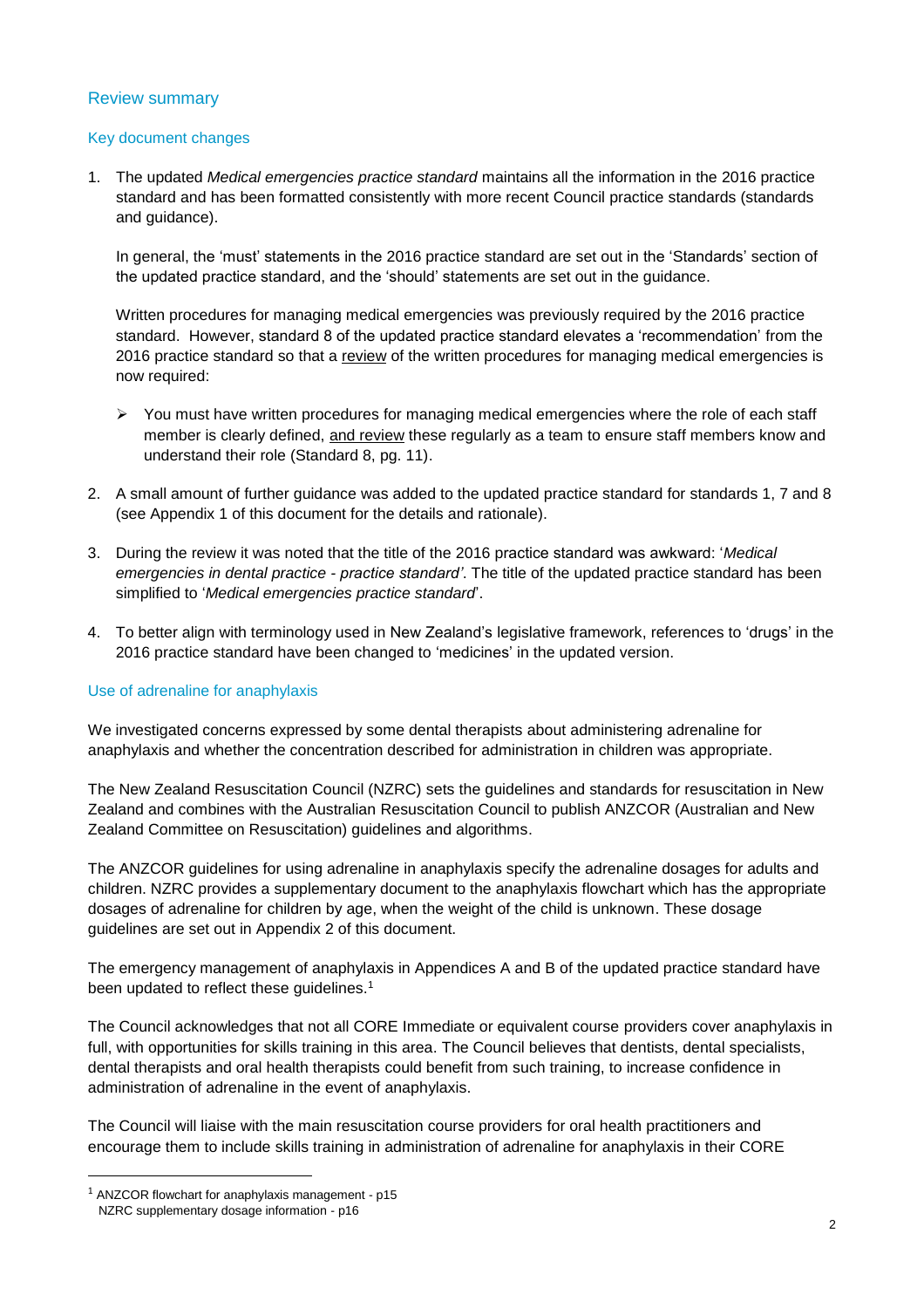## Review summary

### Key document changes

1. The updated *Medical emergencies practice standard* maintains all the information in the 2016 practice standard and has been formatted consistently with more recent Council practice standards (standards and guidance).

   In general, the 'must' statements in the 2016 practice standard are set out in the 'Standards' section of the updated practice standard, and the 'should' statements are set out in the guidance.

   Written procedures for managing medical emergencies was previously required by the 2016 practice standard. However, standard 8 of the updated practice standard elevates a 'recommendation' from the 2016 practice standard so that a review of the written procedures for managing medical emergencies is now required:

   - You must have written procedures for managing medical emergencies where the role of each staff member is clearly defined, and review these regularly as a team to ensure staff members know and understand their role (Standard 8, pg. 11).

2. A small amount of further guidance was added to the updated practice standard for standards 1, 7 and 8 (see Appendix 1 of this document for the details and rationale).

3. During the review it was noted that the title of the 2016 practice standard was awkward: '*Medical emergencies in dental practice - practice standard'*. The title of the updated practice standard has been simplified to '*Medical emergencies practice standard*'.

4. To better align with terminology used in New Zealand's legislative framework, references to 'drugs' in the 2016 practice standard have been changed to 'medicines' in the updated version.

### Use of adrenaline for anaphylaxis

We investigated concerns expressed by some dental therapists about administering adrenaline for anaphylaxis and whether the concentration described for administration in children was appropriate.

The New Zealand Resuscitation Council (NZRC) sets the guidelines and standards for resuscitation in New Zealand and combines with the Australian Resuscitation Council to publish ANZCOR (Australian and New Zealand Committee on Resuscitation) guidelines and algorithms.

The ANZCOR guidelines for using adrenaline in anaphylaxis specify the adrenaline dosages for adults and children. NZRC provides a supplementary document to the anaphylaxis flowchart which has the appropriate dosages of adrenaline for children by age, when the weight of the child is unknown. These dosage guidelines are set out in Appendix 2 of this document.

The emergency management of anaphylaxis in Appendices A and B of the updated practice standard have been updated to reflect these guidelines.[1]

The Council acknowledges that not all CORE Immediate or equivalent course providers cover anaphylaxis in full, with opportunities for skills training in this area. The Council believes that dentists, dental specialists, dental therapists and oral health therapists could benefit from such training, to increase confidence in administration of adrenaline in the event of anaphylaxis.

The Council will liaise with the main resuscitation course providers for oral health practitioners and encourage them to include skills training in administration of adrenaline for anaphylaxis in their CORE

---

[1] ANZCOR flowchart for anaphylaxis management - p15
NZRC supplementary dosage information - p16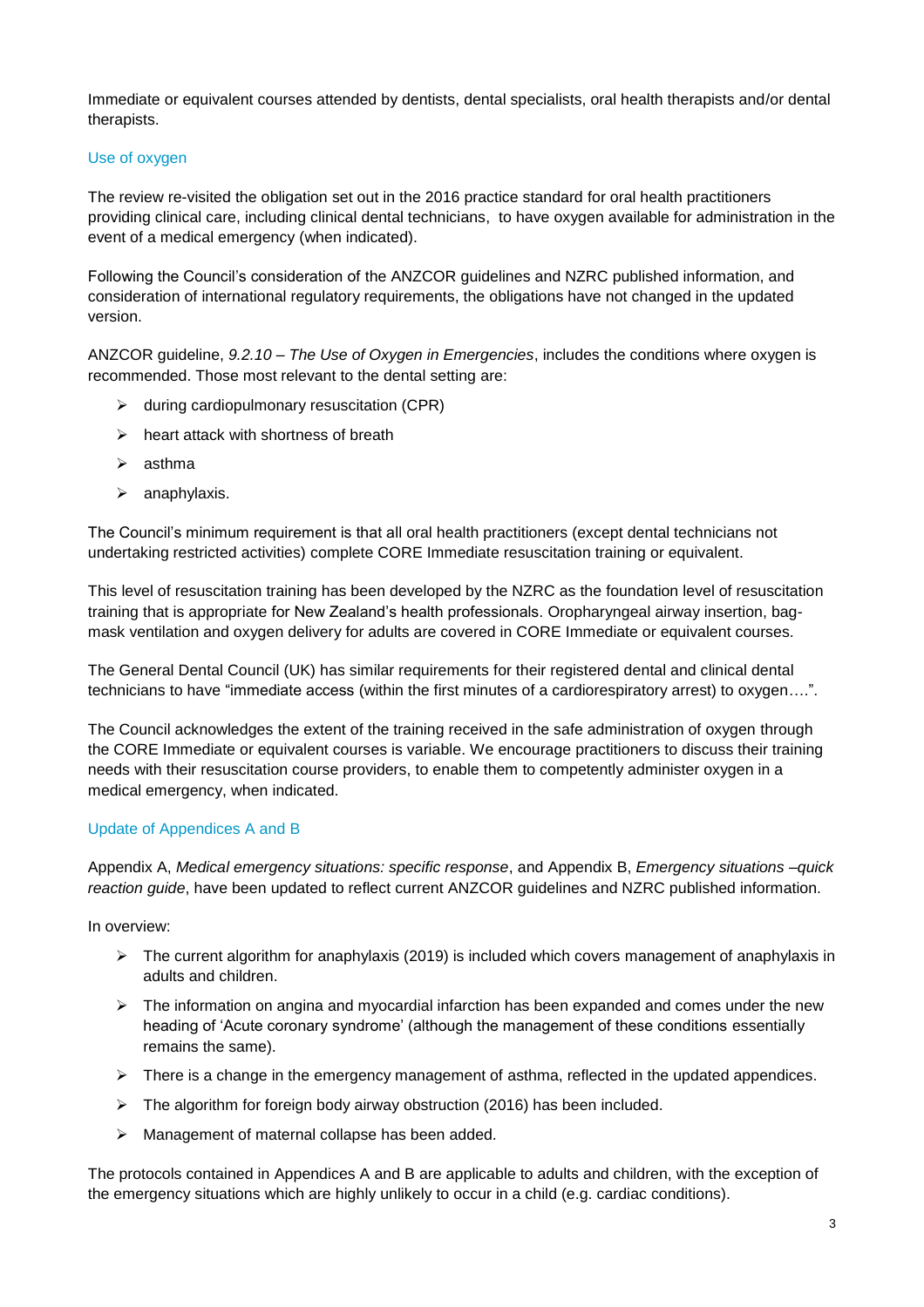Immediate or equivalent courses attended by dentists, dental specialists, oral health therapists and/or dental therapists.

## Use of oxygen

The review re-visited the obligation set out in the 2016 practice standard for oral health practitioners providing clinical care, including clinical dental technicians, to have oxygen available for administration in the event of a medical emergency (when indicated).

Following the Council's consideration of the ANZCOR guidelines and NZRC published information, and consideration of international regulatory requirements, the obligations have not changed in the updated version.

ANZCOR guideline, *9.2.10 – The Use of Oxygen in Emergencies*, includes the conditions where oxygen is recommended. Those most relevant to the dental setting are:

- during cardiopulmonary resuscitation (CPR)
- heart attack with shortness of breath
- asthma
- anaphylaxis.

The Council's minimum requirement is that all oral health practitioners (except dental technicians not undertaking restricted activities) complete CORE Immediate resuscitation training or equivalent.

This level of resuscitation training has been developed by the NZRC as the foundation level of resuscitation training that is appropriate for New Zealand's health professionals. Oropharyngeal airway insertion, bag-mask ventilation and oxygen delivery for adults are covered in CORE Immediate or equivalent courses.

The General Dental Council (UK) has similar requirements for their registered dental and clinical dental technicians to have "immediate access (within the first minutes of a cardiorespiratory arrest) to oxygen….".

The Council acknowledges the extent of the training received in the safe administration of oxygen through the CORE Immediate or equivalent courses is variable. We encourage practitioners to discuss their training needs with their resuscitation course providers, to enable them to competently administer oxygen in a medical emergency, when indicated.

## Update of Appendices A and B

Appendix A, *Medical emergency situations: specific response*, and Appendix B, *Emergency situations –quick reaction guide*, have been updated to reflect current ANZCOR guidelines and NZRC published information.

In overview:

- The current algorithm for anaphylaxis (2019) is included which covers management of anaphylaxis in adults and children.
- The information on angina and myocardial infarction has been expanded and comes under the new heading of 'Acute coronary syndrome' (although the management of these conditions essentially remains the same).
- There is a change in the emergency management of asthma, reflected in the updated appendices.
- The algorithm for foreign body airway obstruction (2016) has been included.
- Management of maternal collapse has been added.

The protocols contained in Appendices A and B are applicable to adults and children, with the exception of the emergency situations which are highly unlikely to occur in a child (e.g. cardiac conditions).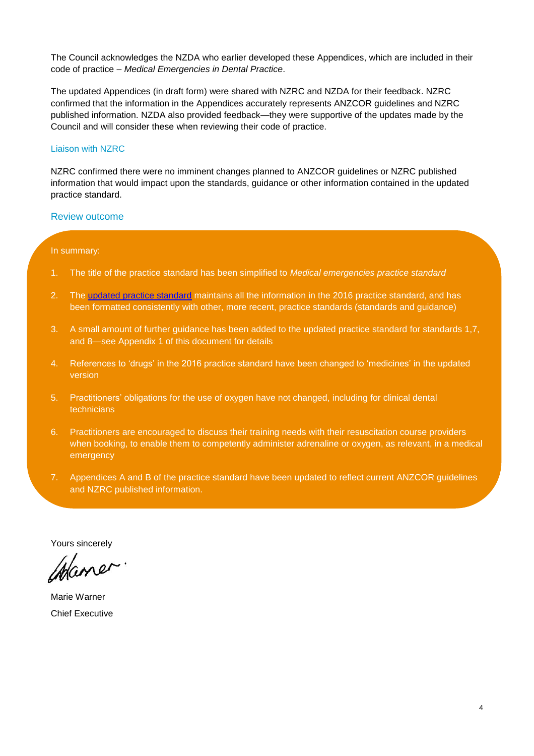The Council acknowledges the NZDA who earlier developed these Appendices, which are included in their code of practice – *Medical Emergencies in Dental Practice*.

The updated Appendices (in draft form) were shared with NZRC and NZDA for their feedback. NZRC confirmed that the information in the Appendices accurately represents ANZCOR guidelines and NZRC published information. NZDA also provided feedback—they were supportive of the updates made by the Council and will consider these when reviewing their code of practice.

### Liaison with NZRC

NZRC confirmed there were no imminent changes planned to ANZCOR guidelines or NZRC published information that would impact upon the standards, guidance or other information contained in the updated practice standard.

## Review outcome

In summary:

1. The title of the practice standard has been simplified to *Medical emergencies practice standard*
2. The updated practice standard maintains all the information in the 2016 practice standard, and has been formatted consistently with other, more recent, practice standards (standards and guidance)
3. A small amount of further guidance has been added to the updated practice standard for standards 1,7, and 8—see Appendix 1 of this document for details
4. References to 'drugs' in the 2016 practice standard have been changed to 'medicines' in the updated version
5. Practitioners' obligations for the use of oxygen have not changed, including for clinical dental technicians
6. Practitioners are encouraged to discuss their training needs with their resuscitation course providers when booking, to enable them to competently administer adrenaline or oxygen, as relevant, in a medical emergency
7. Appendices A and B of the practice standard have been updated to reflect current ANZCOR guidelines and NZRC published information.

Yours sincerely

Marie Warner
Chief Executive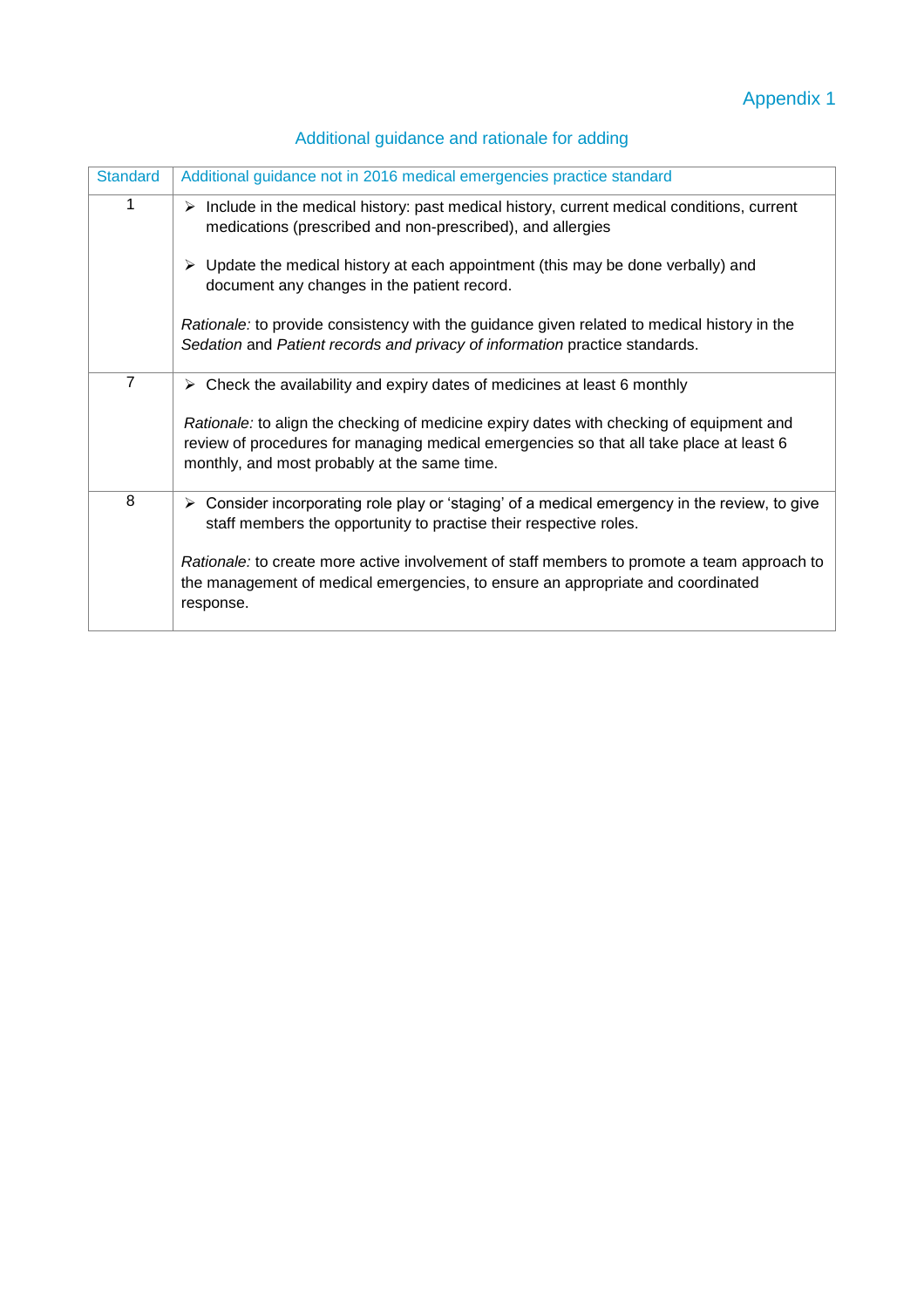Appendix 1

## Additional guidance and rationale for adding

| Standard | Additional guidance not in 2016 medical emergencies practice standard |
|---|---|
| 1 | ➢ Include in the medical history: past medical history, current medical conditions, current medications (prescribed and non-prescribed), and allergies<br><br>➢ Update the medical history at each appointment (this may be done verbally) and document any changes in the patient record.<br><br>*Rationale:* to provide consistency with the guidance given related to medical history in the *Sedation* and *Patient records and privacy of information* practice standards. |
| 7 | ➢ Check the availability and expiry dates of medicines at least 6 monthly<br><br>*Rationale:* to align the checking of medicine expiry dates with checking of equipment and review of procedures for managing medical emergencies so that all take place at least 6 monthly, and most probably at the same time. |
| 8 | ➢ Consider incorporating role play or 'staging' of a medical emergency in the review, to give staff members the opportunity to practise their respective roles.<br><br>*Rationale:* to create more active involvement of staff members to promote a team approach to the management of medical emergencies, to ensure an appropriate and coordinated response. |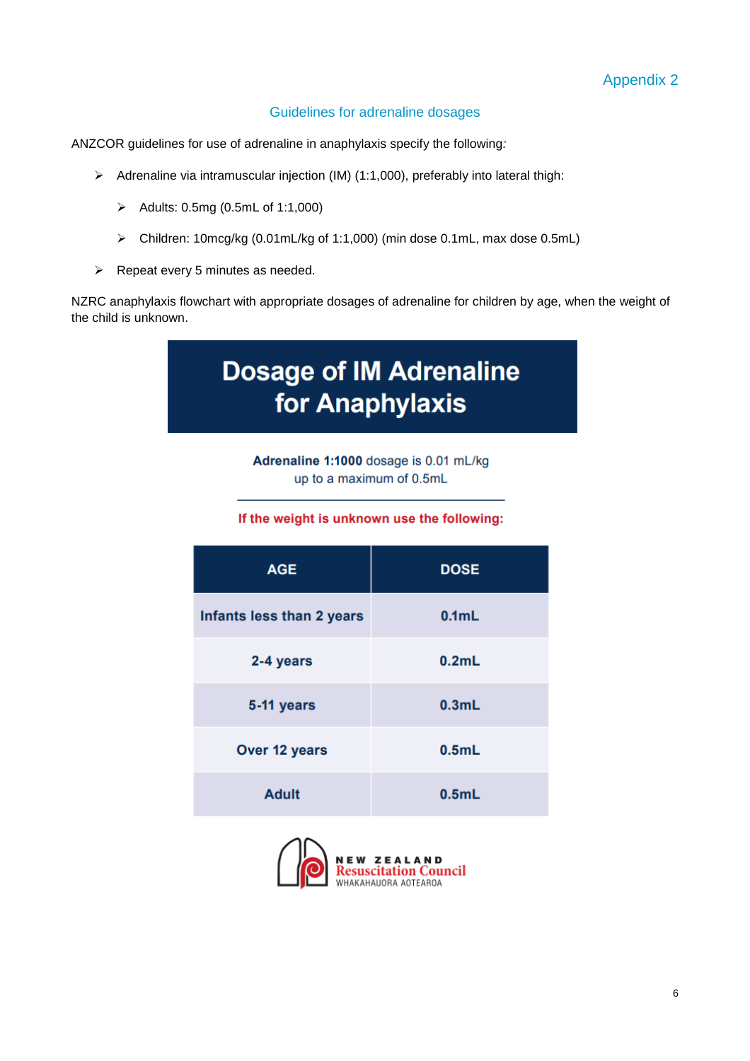Appendix 2

## Guidelines for adrenaline dosages

ANZCOR guidelines for use of adrenaline in anaphylaxis specify the following:

- Adrenaline via intramuscular injection (IM) (1:1,000), preferably into lateral thigh:
  - Adults: 0.5mg (0.5mL of 1:1,000)
  - Children: 10mcg/kg (0.01mL/kg of 1:1,000) (min dose 0.1mL, max dose 0.5mL)
- Repeat every 5 minutes as needed.

NZRC anaphylaxis flowchart with appropriate dosages of adrenaline for children by age, when the weight of the child is unknown.

# Dosage of IM Adrenaline for Anaphylaxis

**Adrenaline 1:1000** dosage is 0.01 mL/kg up to a maximum of 0.5mL

**If the weight is unknown use the following:**

| AGE | DOSE |
|---|---|
| Infants less than 2 years | 0.1mL |
| 2-4 years | 0.2mL |
| 5-11 years | 0.3mL |
| Over 12 years | 0.5mL |
| Adult | 0.5mL |

NEW ZEALAND Resuscitation Council WHAKAHAUORA AOTEAROA